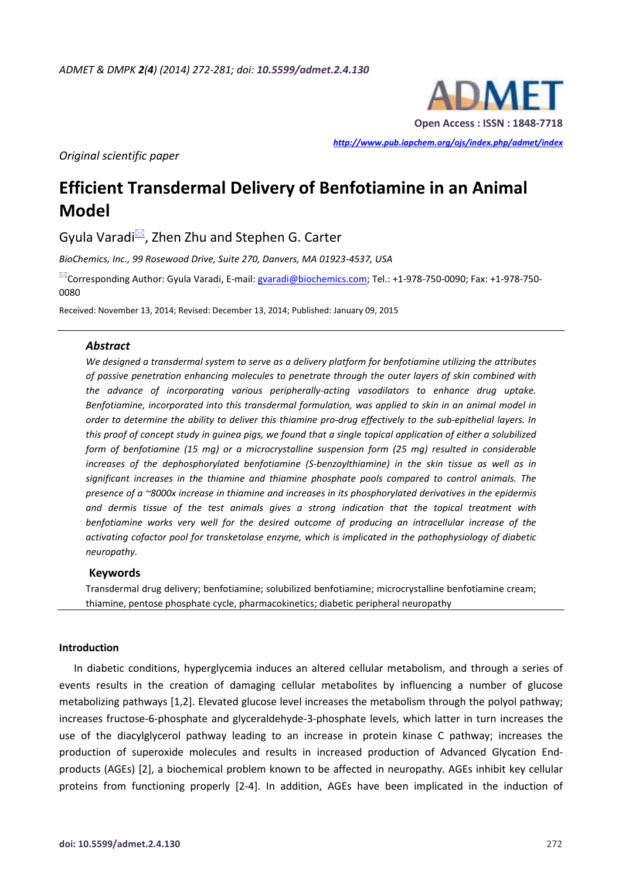*Original scientific paper*

# Efficient Transdermal Delivery of Benfotiamine in an Animal Model

Gyula Varadi, Zhen Zhu and Stephen G. Carter

*BioChemics, Inc., 99 Rosewood Drive, Suite 270, Danvers, MA 01923-4537, USA*

Corresponding Author: Gyula Varadi, E-mail: gvaradi@biochemics.com; Tel.: +1-978-750-0090; Fax: +1-978-750-0080

Received: November 13, 2014; Revised: December 13, 2014; Published: January 09, 2015

---

### Abstract

*We designed a transdermal system to serve as a delivery platform for benfotiamine utilizing the attributes of passive penetration enhancing molecules to penetrate through the outer layers of skin combined with the advance of incorporating various peripherally-acting vasodilators to enhance drug uptake. Benfotiamine, incorporated into this transdermal formulation, was applied to skin in an animal model in order to determine the ability to deliver this thiamine pro-drug effectively to the sub-epithelial layers. In this proof of concept study in guinea pigs, we found that a single topical application of either a solubilized form of benfotiamine (15 mg) or a microcrystalline suspension form (25 mg) resulted in considerable increases of the dephosphorylated benfotiamine (S-benzoylthiamine) in the skin tissue as well as in significant increases in the thiamine and thiamine phosphate pools compared to control animals. The presence of a ~8000x increase in thiamine and increases in its phosphorylated derivatives in the epidermis and dermis tissue of the test animals gives a strong indication that the topical treatment with benfotiamine works very well for the desired outcome of producing an intracellular increase of the activating cofactor pool for transketolase enzyme, which is implicated in the pathophysiology of diabetic neuropathy.*

### Keywords

Transdermal drug delivery; benfotiamine; solubilized benfotiamine; microcrystalline benfotiamine cream; thiamine, pentose phosphate cycle, pharmacokinetics; diabetic peripheral neuropathy

---

## Introduction

In diabetic conditions, hyperglycemia induces an altered cellular metabolism, and through a series of events results in the creation of damaging cellular metabolites by influencing a number of glucose metabolizing pathways [1,2]. Elevated glucose level increases the metabolism through the polyol pathway; increases fructose-6-phosphate and glyceraldehyde-3-phosphate levels, which latter in turn increases the use of the diacylglycerol pathway leading to an increase in protein kinase C pathway; increases the production of superoxide molecules and results in increased production of Advanced Glycation End-products (AGEs) [2], a biochemical problem known to be affected in neuropathy. AGEs inhibit key cellular proteins from functioning properly [2-4]. In addition, AGEs have been implicated in the induction of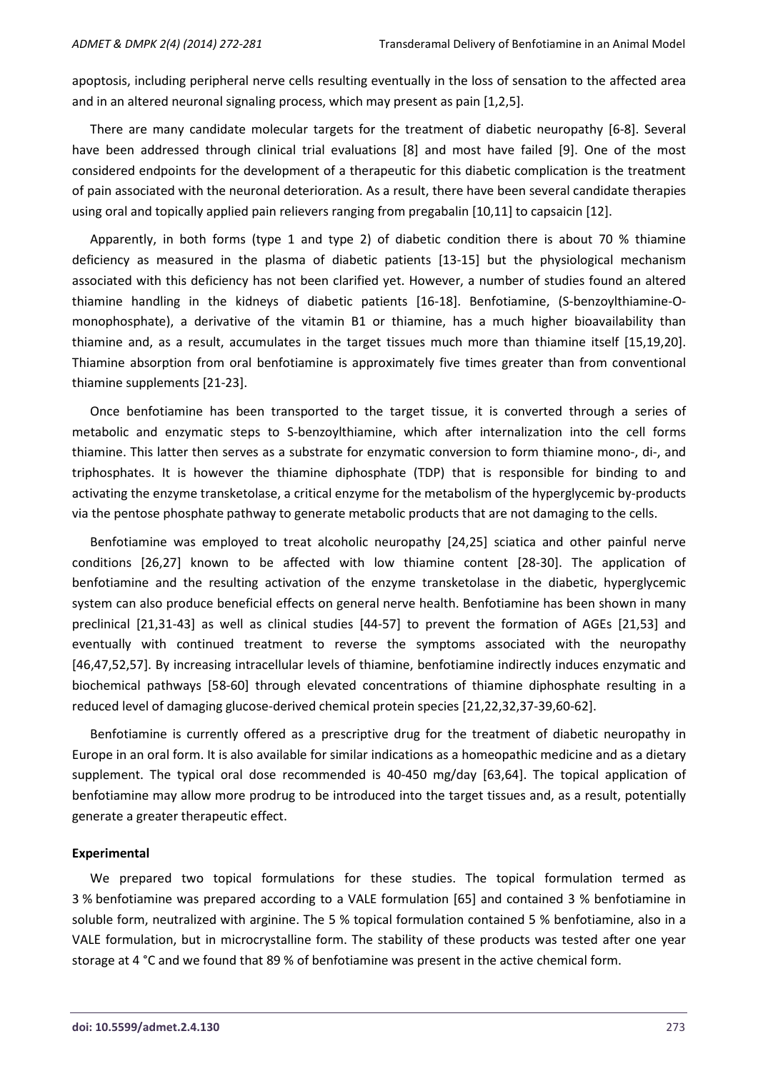apoptosis, including peripheral nerve cells resulting eventually in the loss of sensation to the affected area and in an altered neuronal signaling process, which may present as pain [1,2,5].

There are many candidate molecular targets for the treatment of diabetic neuropathy [6-8]. Several have been addressed through clinical trial evaluations [8] and most have failed [9]. One of the most considered endpoints for the development of a therapeutic for this diabetic complication is the treatment of pain associated with the neuronal deterioration. As a result, there have been several candidate therapies using oral and topically applied pain relievers ranging from pregabalin [10,11] to capsaicin [12].

Apparently, in both forms (type 1 and type 2) of diabetic condition there is about 70 % thiamine deficiency as measured in the plasma of diabetic patients [13-15] but the physiological mechanism associated with this deficiency has not been clarified yet. However, a number of studies found an altered thiamine handling in the kidneys of diabetic patients [16-18]. Benfotiamine, (S-benzoylthiamine-O-monophosphate), a derivative of the vitamin B1 or thiamine, has a much higher bioavailability than thiamine and, as a result, accumulates in the target tissues much more than thiamine itself [15,19,20]. Thiamine absorption from oral benfotiamine is approximately five times greater than from conventional thiamine supplements [21-23].

Once benfotiamine has been transported to the target tissue, it is converted through a series of metabolic and enzymatic steps to S-benzoylthiamine, which after internalization into the cell forms thiamine. This latter then serves as a substrate for enzymatic conversion to form thiamine mono-, di-, and triphosphates. It is however the thiamine diphosphate (TDP) that is responsible for binding to and activating the enzyme transketolase, a critical enzyme for the metabolism of the hyperglycemic by-products via the pentose phosphate pathway to generate metabolic products that are not damaging to the cells.

Benfotiamine was employed to treat alcoholic neuropathy [24,25] sciatica and other painful nerve conditions [26,27] known to be affected with low thiamine content [28-30]. The application of benfotiamine and the resulting activation of the enzyme transketolase in the diabetic, hyperglycemic system can also produce beneficial effects on general nerve health. Benfotiamine has been shown in many preclinical [21,31-43] as well as clinical studies [44-57] to prevent the formation of AGEs [21,53] and eventually with continued treatment to reverse the symptoms associated with the neuropathy [46,47,52,57]. By increasing intracellular levels of thiamine, benfotiamine indirectly induces enzymatic and biochemical pathways [58-60] through elevated concentrations of thiamine diphosphate resulting in a reduced level of damaging glucose-derived chemical protein species [21,22,32,37-39,60-62].

Benfotiamine is currently offered as a prescriptive drug for the treatment of diabetic neuropathy in Europe in an oral form. It is also available for similar indications as a homeopathic medicine and as a dietary supplement. The typical oral dose recommended is 40-450 mg/day [63,64]. The topical application of benfotiamine may allow more prodrug to be introduced into the target tissues and, as a result, potentially generate a greater therapeutic effect.

## Experimental

We prepared two topical formulations for these studies. The topical formulation termed as 3 % benfotiamine was prepared according to a VALE formulation [65] and contained 3 % benfotiamine in soluble form, neutralized with arginine. The 5 % topical formulation contained 5 % benfotiamine, also in a VALE formulation, but in microcrystalline form. The stability of these products was tested after one year storage at 4 °C and we found that 89 % of benfotiamine was present in the active chemical form.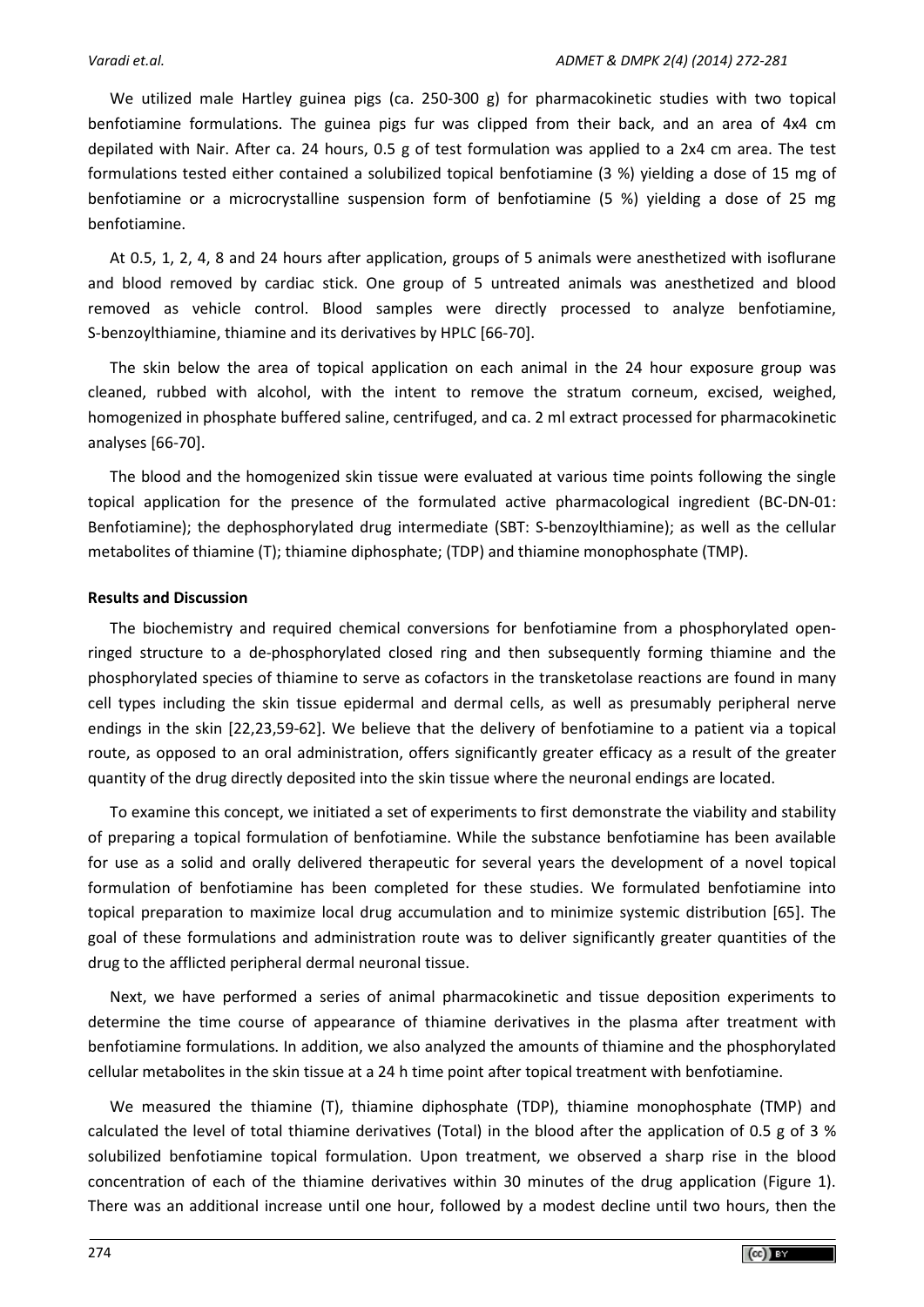We utilized male Hartley guinea pigs (ca. 250-300 g) for pharmacokinetic studies with two topical benfotiamine formulations. The guinea pigs fur was clipped from their back, and an area of 4x4 cm depilated with Nair. After ca. 24 hours, 0.5 g of test formulation was applied to a 2x4 cm area. The test formulations tested either contained a solubilized topical benfotiamine (3 %) yielding a dose of 15 mg of benfotiamine or a microcrystalline suspension form of benfotiamine (5 %) yielding a dose of 25 mg benfotiamine.

At 0.5, 1, 2, 4, 8 and 24 hours after application, groups of 5 animals were anesthetized with isoflurane and blood removed by cardiac stick. One group of 5 untreated animals was anesthetized and blood removed as vehicle control. Blood samples were directly processed to analyze benfotiamine, S-benzoylthiamine, thiamine and its derivatives by HPLC [66-70].

The skin below the area of topical application on each animal in the 24 hour exposure group was cleaned, rubbed with alcohol, with the intent to remove the stratum corneum, excised, weighed, homogenized in phosphate buffered saline, centrifuged, and ca. 2 ml extract processed for pharmacokinetic analyses [66-70].

The blood and the homogenized skin tissue were evaluated at various time points following the single topical application for the presence of the formulated active pharmacological ingredient (BC-DN-01: Benfotiamine); the dephosphorylated drug intermediate (SBT: S-benzoylthiamine); as well as the cellular metabolites of thiamine (T); thiamine diphosphate; (TDP) and thiamine monophosphate (TMP).

**Results and Discussion**

The biochemistry and required chemical conversions for benfotiamine from a phosphorylated open-ringed structure to a de-phosphorylated closed ring and then subsequently forming thiamine and the phosphorylated species of thiamine to serve as cofactors in the transketolase reactions are found in many cell types including the skin tissue epidermal and dermal cells, as well as presumably peripheral nerve endings in the skin [22,23,59-62]. We believe that the delivery of benfotiamine to a patient via a topical route, as opposed to an oral administration, offers significantly greater efficacy as a result of the greater quantity of the drug directly deposited into the skin tissue where the neuronal endings are located.

To examine this concept, we initiated a set of experiments to first demonstrate the viability and stability of preparing a topical formulation of benfotiamine. While the substance benfotiamine has been available for use as a solid and orally delivered therapeutic for several years the development of a novel topical formulation of benfotiamine has been completed for these studies. We formulated benfotiamine into topical preparation to maximize local drug accumulation and to minimize systemic distribution [65]. The goal of these formulations and administration route was to deliver significantly greater quantities of the drug to the afflicted peripheral dermal neuronal tissue.

Next, we have performed a series of animal pharmacokinetic and tissue deposition experiments to determine the time course of appearance of thiamine derivatives in the plasma after treatment with benfotiamine formulations. In addition, we also analyzed the amounts of thiamine and the phosphorylated cellular metabolites in the skin tissue at a 24 h time point after topical treatment with benfotiamine.

We measured the thiamine (T), thiamine diphosphate (TDP), thiamine monophosphate (TMP) and calculated the level of total thiamine derivatives (Total) in the blood after the application of 0.5 g of 3 % solubilized benfotiamine topical formulation. Upon treatment, we observed a sharp rise in the blood concentration of each of the thiamine derivatives within 30 minutes of the drug application (Figure 1). There was an additional increase until one hour, followed by a modest decline until two hours, then the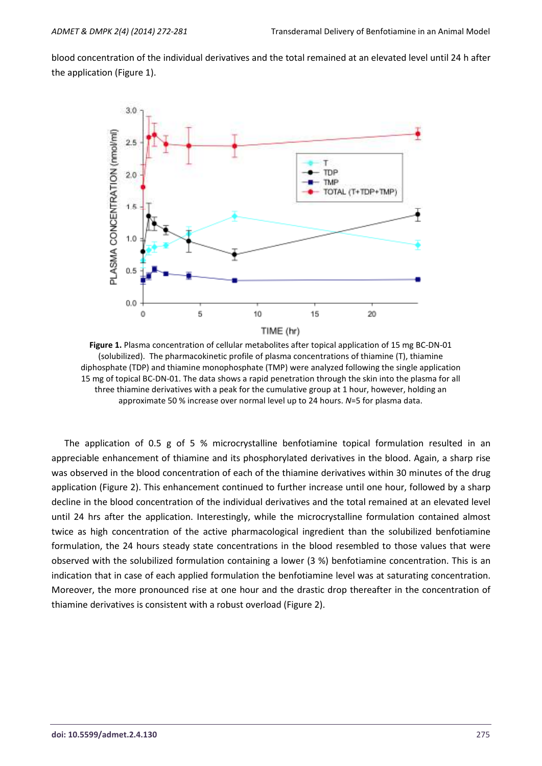blood concentration of the individual derivatives and the total remained at an elevated level until 24 h after the application (Figure 1).

**Figure 1.** Plasma concentration of cellular metabolites after topical application of 15 mg BC-DN-01 (solubilized). The pharmacokinetic profile of plasma concentrations of thiamine (T), thiamine diphosphate (TDP) and thiamine monophosphate (TMP) were analyzed following the single application 15 mg of topical BC-DN-01. The data shows a rapid penetration through the skin into the plasma for all three thiamine derivatives with a peak for the cumulative group at 1 hour, however, holding an approximate 50 % increase over normal level up to 24 hours. *N*=5 for plasma data.

The application of 0.5 g of 5 % microcrystalline benfotiamine topical formulation resulted in an appreciable enhancement of thiamine and its phosphorylated derivatives in the blood. Again, a sharp rise was observed in the blood concentration of each of the thiamine derivatives within 30 minutes of the drug application (Figure 2). This enhancement continued to further increase until one hour, followed by a sharp decline in the blood concentration of the individual derivatives and the total remained at an elevated level until 24 hrs after the application. Interestingly, while the microcrystalline formulation contained almost twice as high concentration of the active pharmacological ingredient than the solubilized benfotiamine formulation, the 24 hours steady state concentrations in the blood resembled to those values that were observed with the solubilized formulation containing a lower (3 %) benfotiamine concentration. This is an indication that in case of each applied formulation the benfotiamine level was at saturating concentration. Moreover, the more pronounced rise at one hour and the drastic drop thereafter in the concentration of thiamine derivatives is consistent with a robust overload (Figure 2).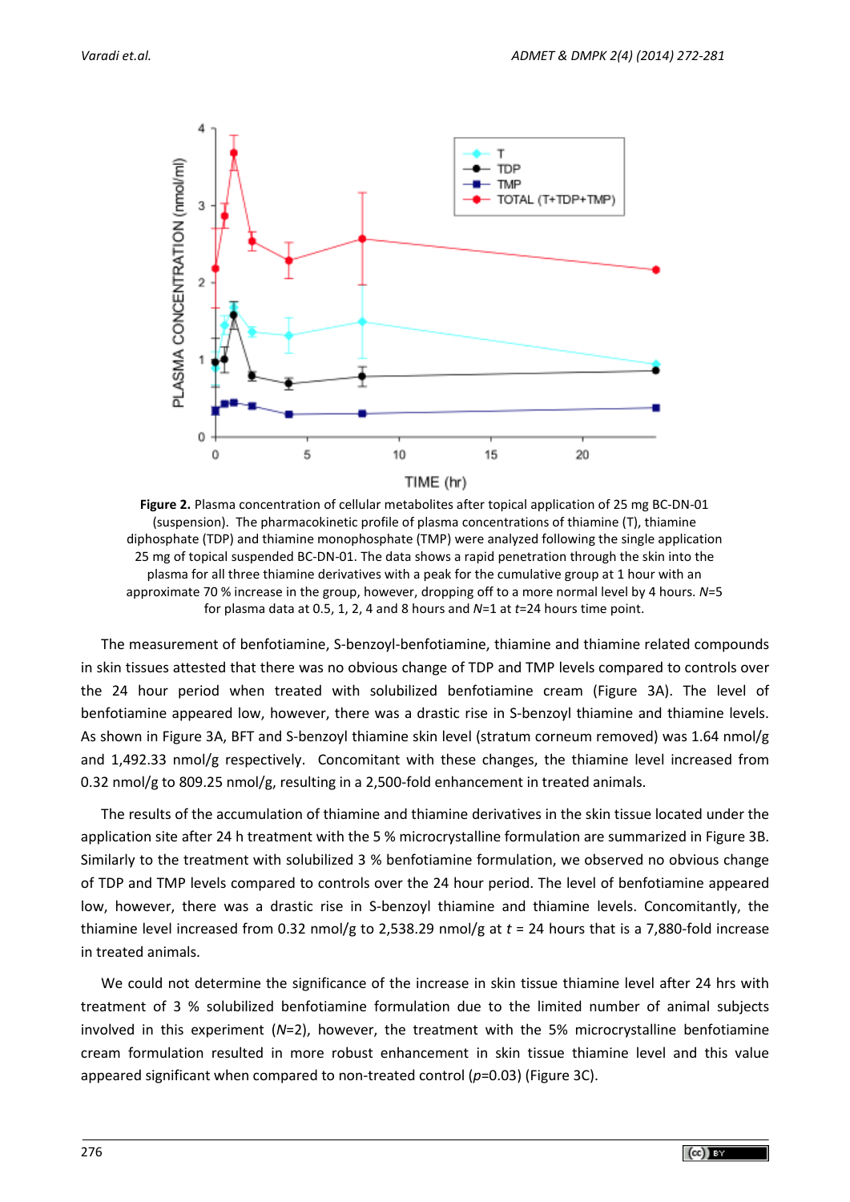**Figure 2.** Plasma concentration of cellular metabolites after topical application of 25 mg BC-DN-01 (suspension). The pharmacokinetic profile of plasma concentrations of thiamine (T), thiamine diphosphate (TDP) and thiamine monophosphate (TMP) were analyzed following the single application 25 mg of topical suspended BC-DN-01. The data shows a rapid penetration through the skin into the plasma for all three thiamine derivatives with a peak for the cumulative group at 1 hour with an approximate 70 % increase in the group, however, dropping off to a more normal level by 4 hours. *N*=5 for plasma data at 0.5, 1, 2, 4 and 8 hours and *N*=1 at *t*=24 hours time point.

The measurement of benfotiamine, S-benzoyl-benfotiamine, thiamine and thiamine related compounds in skin tissues attested that there was no obvious change of TDP and TMP levels compared to controls over the 24 hour period when treated with solubilized benfotiamine cream (Figure 3A). The level of benfotiamine appeared low, however, there was a drastic rise in S-benzoyl thiamine and thiamine levels. As shown in Figure 3A, BFT and S-benzoyl thiamine skin level (stratum corneum removed) was 1.64 nmol/g and 1,492.33 nmol/g respectively. Concomitant with these changes, the thiamine level increased from 0.32 nmol/g to 809.25 nmol/g, resulting in a 2,500-fold enhancement in treated animals.

The results of the accumulation of thiamine and thiamine derivatives in the skin tissue located under the application site after 24 h treatment with the 5 % microcrystalline formulation are summarized in Figure 3B. Similarly to the treatment with solubilized 3 % benfotiamine formulation, we observed no obvious change of TDP and TMP levels compared to controls over the 24 hour period. The level of benfotiamine appeared low, however, there was a drastic rise in S-benzoyl thiamine and thiamine levels. Concomitantly, the thiamine level increased from 0.32 nmol/g to 2,538.29 nmol/g at $t$ = 24 hours that is a 7,880-fold increase in treated animals.

We could not determine the significance of the increase in skin tissue thiamine level after 24 hrs with treatment of 3 % solubilized benfotiamine formulation due to the limited number of animal subjects involved in this experiment (*N*=2), however, the treatment with the 5% microcrystalline benfotiamine cream formulation resulted in more robust enhancement in skin tissue thiamine level and this value appeared significant when compared to non-treated control ($p$=0.03) (Figure 3C).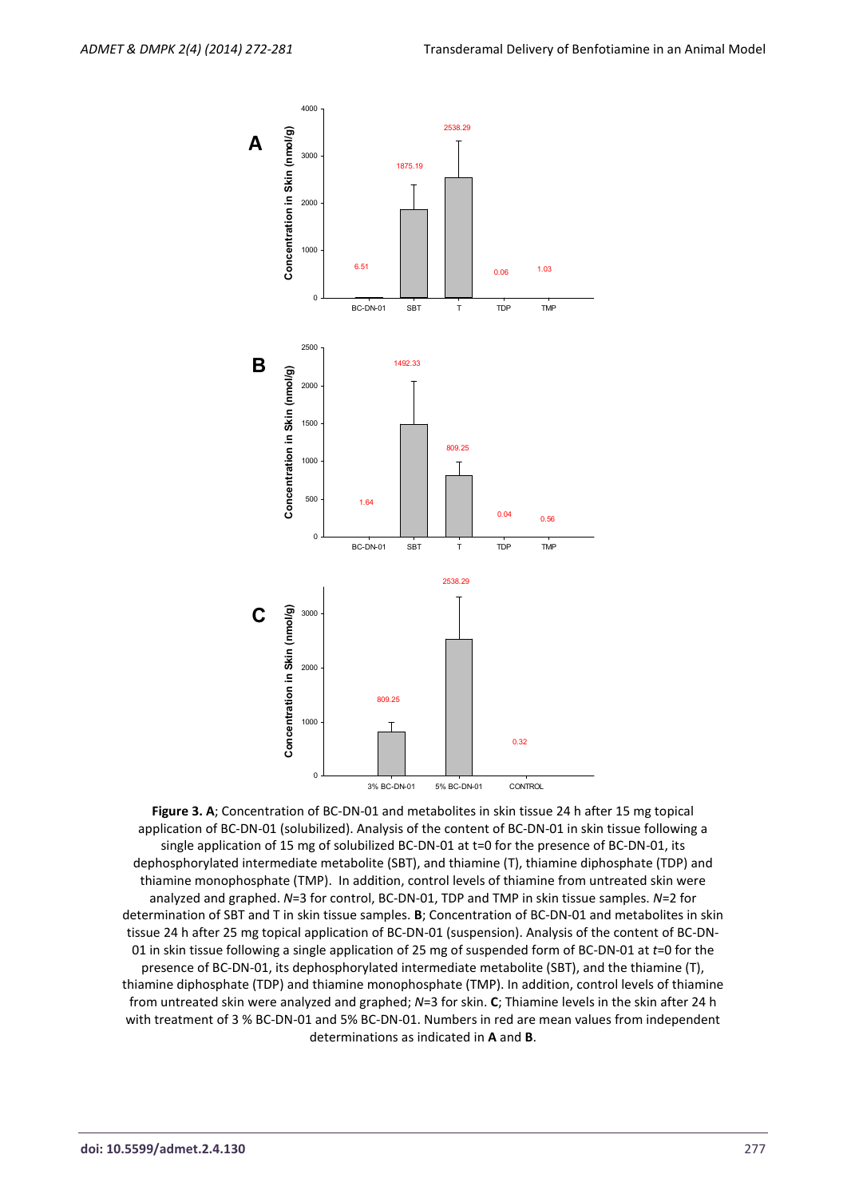**Figure 3. A**; Concentration of BC-DN-01 and metabolites in skin tissue 24 h after 15 mg topical application of BC-DN-01 (solubilized). Analysis of the content of BC-DN-01 in skin tissue following a single application of 15 mg of solubilized BC-DN-01 at t=0 for the presence of BC-DN-01, its dephosphorylated intermediate metabolite (SBT), and thiamine (T), thiamine diphosphate (TDP) and thiamine monophosphate (TMP). In addition, control levels of thiamine from untreated skin were analyzed and graphed. *N*=3 for control, BC-DN-01, TDP and TMP in skin tissue samples. *N*=2 for determination of SBT and T in skin tissue samples. **B**; Concentration of BC-DN-01 and metabolites in skin tissue 24 h after 25 mg topical application of BC-DN-01 (suspension). Analysis of the content of BC-DN-01 in skin tissue following a single application of 25 mg of suspended form of BC-DN-01 at *t*=0 for the presence of BC-DN-01, its dephosphorylated intermediate metabolite (SBT), and the thiamine (T), thiamine diphosphate (TDP) and thiamine monophosphate (TMP). In addition, control levels of thiamine from untreated skin were analyzed and graphed; *N*=3 for skin. **C**; Thiamine levels in the skin after 24 h with treatment of 3 % BC-DN-01 and 5% BC-DN-01. Numbers in red are mean values from independent determinations as indicated in **A** and **B**.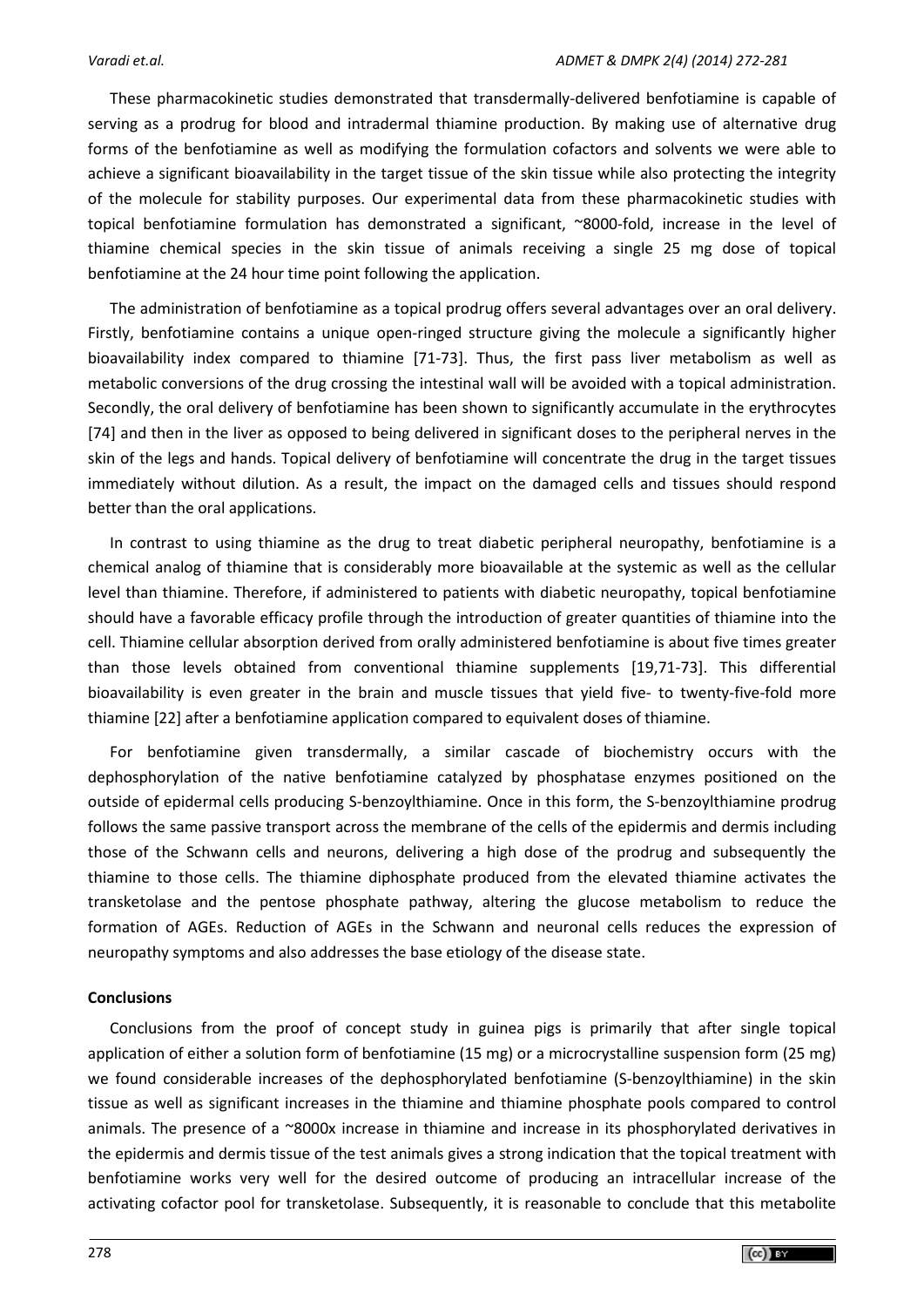These pharmacokinetic studies demonstrated that transdermally-delivered benfotiamine is capable of serving as a prodrug for blood and intradermal thiamine production. By making use of alternative drug forms of the benfotiamine as well as modifying the formulation cofactors and solvents we were able to achieve a significant bioavailability in the target tissue of the skin tissue while also protecting the integrity of the molecule for stability purposes. Our experimental data from these pharmacokinetic studies with topical benfotiamine formulation has demonstrated a significant, ~8000-fold, increase in the level of thiamine chemical species in the skin tissue of animals receiving a single 25 mg dose of topical benfotiamine at the 24 hour time point following the application.

The administration of benfotiamine as a topical prodrug offers several advantages over an oral delivery. Firstly, benfotiamine contains a unique open-ringed structure giving the molecule a significantly higher bioavailability index compared to thiamine [71-73]. Thus, the first pass liver metabolism as well as metabolic conversions of the drug crossing the intestinal wall will be avoided with a topical administration. Secondly, the oral delivery of benfotiamine has been shown to significantly accumulate in the erythrocytes [74] and then in the liver as opposed to being delivered in significant doses to the peripheral nerves in the skin of the legs and hands. Topical delivery of benfotiamine will concentrate the drug in the target tissues immediately without dilution. As a result, the impact on the damaged cells and tissues should respond better than the oral applications.

In contrast to using thiamine as the drug to treat diabetic peripheral neuropathy, benfotiamine is a chemical analog of thiamine that is considerably more bioavailable at the systemic as well as the cellular level than thiamine. Therefore, if administered to patients with diabetic neuropathy, topical benfotiamine should have a favorable efficacy profile through the introduction of greater quantities of thiamine into the cell. Thiamine cellular absorption derived from orally administered benfotiamine is about five times greater than those levels obtained from conventional thiamine supplements [19,71-73]. This differential bioavailability is even greater in the brain and muscle tissues that yield five- to twenty-five-fold more thiamine [22] after a benfotiamine application compared to equivalent doses of thiamine.

For benfotiamine given transdermally, a similar cascade of biochemistry occurs with the dephosphorylation of the native benfotiamine catalyzed by phosphatase enzymes positioned on the outside of epidermal cells producing S-benzoylthiamine. Once in this form, the S-benzoylthiamine prodrug follows the same passive transport across the membrane of the cells of the epidermis and dermis including those of the Schwann cells and neurons, delivering a high dose of the prodrug and subsequently the thiamine to those cells. The thiamine diphosphate produced from the elevated thiamine activates the transketolase and the pentose phosphate pathway, altering the glucose metabolism to reduce the formation of AGEs. Reduction of AGEs in the Schwann and neuronal cells reduces the expression of neuropathy symptoms and also addresses the base etiology of the disease state.

## Conclusions

Conclusions from the proof of concept study in guinea pigs is primarily that after single topical application of either a solution form of benfotiamine (15 mg) or a microcrystalline suspension form (25 mg) we found considerable increases of the dephosphorylated benfotiamine (S-benzoylthiamine) in the skin tissue as well as significant increases in the thiamine and thiamine phosphate pools compared to control animals. The presence of a ~8000x increase in thiamine and increase in its phosphorylated derivatives in the epidermis and dermis tissue of the test animals gives a strong indication that the topical treatment with benfotiamine works very well for the desired outcome of producing an intracellular increase of the activating cofactor pool for transketolase. Subsequently, it is reasonable to conclude that this metabolite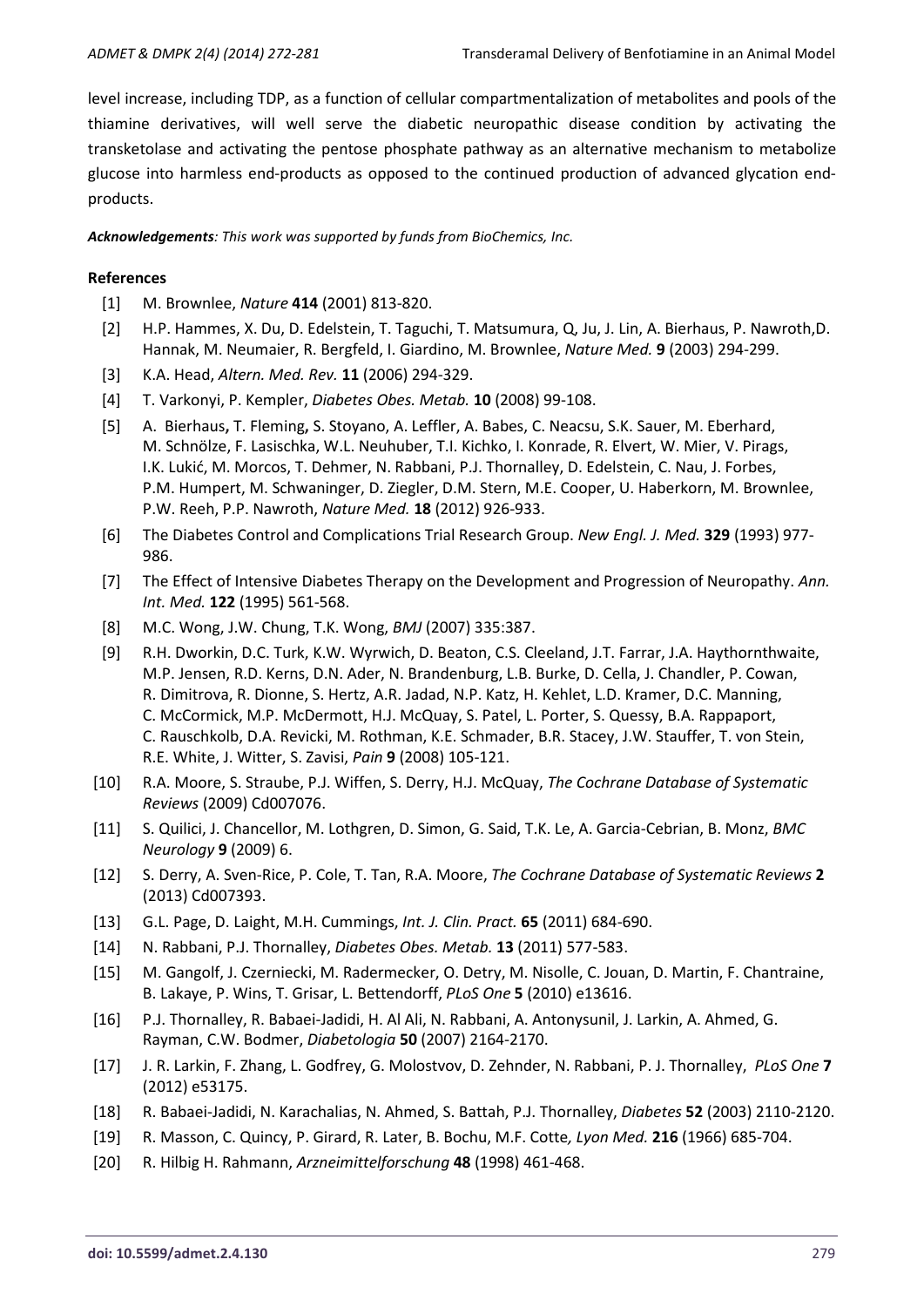level increase, including TDP, as a function of cellular compartmentalization of metabolites and pools of the thiamine derivatives, will well serve the diabetic neuropathic disease condition by activating the transketolase and activating the pentose phosphate pathway as an alternative mechanism to metabolize glucose into harmless end-products as opposed to the continued production of advanced glycation end-products.

***Acknowledgements****: This work was supported by funds from BioChemics, Inc.*

**References**

[1] M. Brownlee, *Nature* **414** (2001) 813-820.

[2] H.P. Hammes, X. Du, D. Edelstein, T. Taguchi, T. Matsumura, Q, Ju, J. Lin, A. Bierhaus, P. Nawroth,D. Hannak, M. Neumaier, R. Bergfeld, I. Giardino, M. Brownlee, *Nature Med.* **9** (2003) 294-299.

[3] K.A. Head, *Altern. Med. Rev.* **11** (2006) 294-329.

[4] T. Varkonyi, P. Kempler, *Diabetes Obes. Metab.* **10** (2008) 99-108.

[5] A. Bierhaus**,** T. Fleming**,** S. Stoyano, A. Leffler, A. Babes, C. Neacsu, S.K. Sauer, M. Eberhard, M. Schnölze, F. Lasischka, W.L. Neuhuber, T.I. Kichko, I. Konrade, R. Elvert, W. Mier, V. Pirags, I.K. Lukić, M. Morcos, T. Dehmer, N. Rabbani, P.J. Thornalley, D. Edelstein, C. Nau, J. Forbes, P.M. Humpert, M. Schwaninger, D. Ziegler, D.M. Stern, M.E. Cooper, U. Haberkorn, M. Brownlee, P.W. Reeh, P.P. Nawroth, *Nature Med.* **18** (2012) 926-933.

[6] The Diabetes Control and Complications Trial Research Group. *New Engl. J. Med.* **329** (1993) 977-986.

[7] The Effect of Intensive Diabetes Therapy on the Development and Progression of Neuropathy. *Ann. Int. Med.* **122** (1995) 561-568.

[8] M.C. Wong, J.W. Chung, T.K. Wong, *BMJ* (2007) 335:387.

[9] R.H. Dworkin, D.C. Turk, K.W. Wyrwich, D. Beaton, C.S. Cleeland, J.T. Farrar, J.A. Haythornthwaite, M.P. Jensen, R.D. Kerns, D.N. Ader, N. Brandenburg, L.B. Burke, D. Cella, J. Chandler, P. Cowan, R. Dimitrova, R. Dionne, S. Hertz, A.R. Jadad, N.P. Katz, H. Kehlet, L.D. Kramer, D.C. Manning, C. McCormick, M.P. McDermott, H.J. McQuay, S. Patel, L. Porter, S. Quessy, B.A. Rappaport, C. Rauschkolb, D.A. Revicki, M. Rothman, K.E. Schmader, B.R. Stacey, J.W. Stauffer, T. von Stein, R.E. White, J. Witter, S. Zavisi, *Pain* **9** (2008) 105-121.

[10] R.A. Moore, S. Straube, P.J. Wiffen, S. Derry, H.J. McQuay, *The Cochrane Database of Systematic Reviews* (2009) Cd007076.

[11] S. Quilici, J. Chancellor, M. Lothgren, D. Simon, G. Said, T.K. Le, A. Garcia-Cebrian, B. Monz, *BMC Neurology* **9** (2009) 6.

[12] S. Derry, A. Sven-Rice, P. Cole, T. Tan, R.A. Moore, *The Cochrane Database of Systematic Reviews* **2** (2013) Cd007393.

[13] G.L. Page, D. Laight, M.H. Cummings, *Int. J. Clin. Pract.* **65** (2011) 684-690.

[14] N. Rabbani, P.J. Thornalley, *Diabetes Obes. Metab.* **13** (2011) 577-583.

[15] M. Gangolf, J. Czerniecki, M. Radermecker, O. Detry, M. Nisolle, C. Jouan, D. Martin, F. Chantraine, B. Lakaye, P. Wins, T. Grisar, L. Bettendorff, *PLoS One* **5** (2010) e13616.

[16] P.J. Thornalley, R. Babaei-Jadidi, H. Al Ali, N. Rabbani, A. Antonysunil, J. Larkin, A. Ahmed, G. Rayman, C.W. Bodmer, *Diabetologia* **50** (2007) 2164-2170.

[17] J. R. Larkin, F. Zhang, L. Godfrey, G. Molostvov, D. Zehnder, N. Rabbani, P. J. Thornalley, *PLoS One* **7** (2012) e53175.

[18] R. Babaei-Jadidi, N. Karachalias, N. Ahmed, S. Battah, P.J. Thornalley, *Diabetes* **52** (2003) 2110-2120.

[19] R. Masson, C. Quincy, P. Girard, R. Later, B. Bochu, M.F. Cotte*, Lyon Med.* **216** (1966) 685-704.

[20] R. Hilbig H. Rahmann, *Arzneimittelforschung* **48** (1998) 461-468.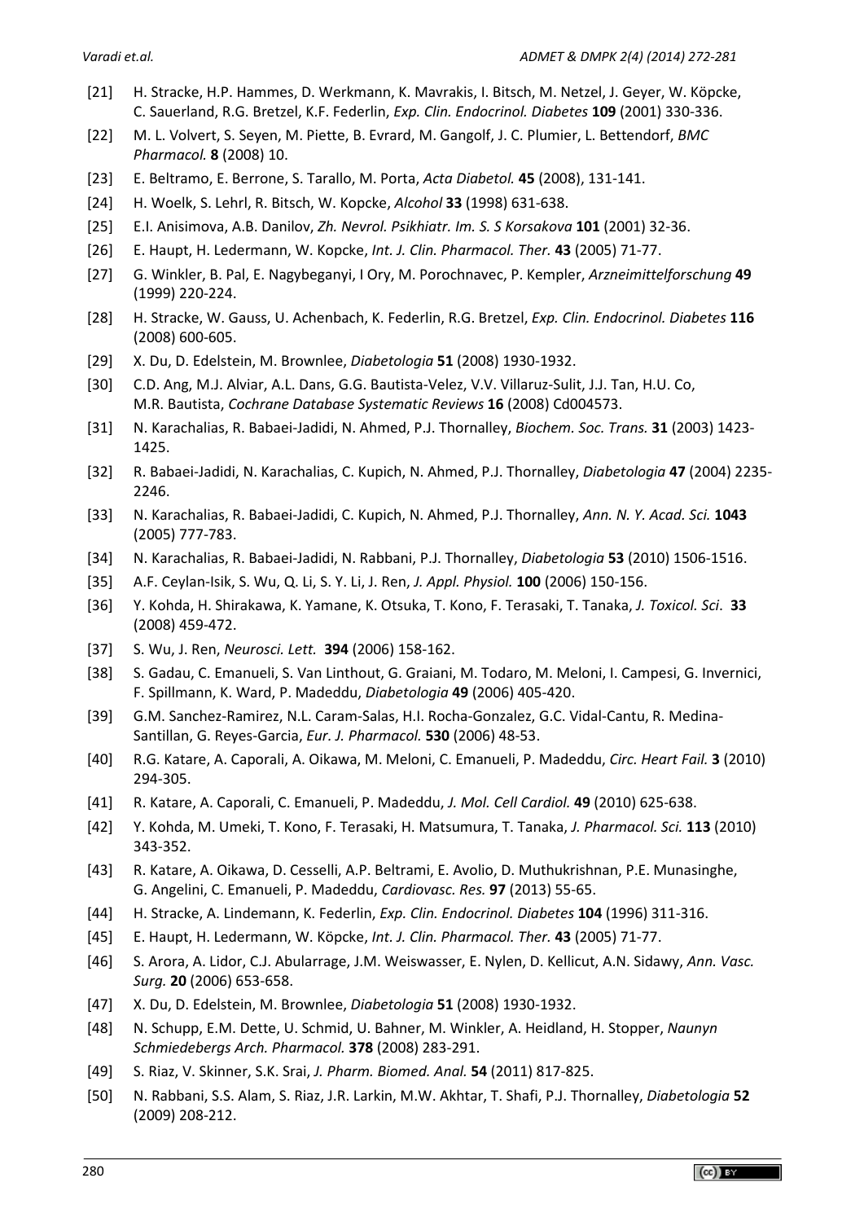[21] H. Stracke, H.P. Hammes, D. Werkmann, K. Mavrakis, I. Bitsch, M. Netzel, J. Geyer, W. Köpcke, C. Sauerland, R.G. Bretzel, K.F. Federlin, *Exp. Clin. Endocrinol. Diabetes* **109** (2001) 330-336.

[22] M. L. Volvert, S. Seyen, M. Piette, B. Evrard, M. Gangolf, J. C. Plumier, L. Bettendorf, *BMC Pharmacol.* **8** (2008) 10.

[23] E. Beltramo, E. Berrone, S. Tarallo, M. Porta, *Acta Diabetol.* **45** (2008), 131-141.

[24] H. Woelk, S. Lehrl, R. Bitsch, W. Kopcke, *Alcohol* **33** (1998) 631-638.

[25] E.I. Anisimova, A.B. Danilov, *Zh. Nevrol. Psikhiatr. Im. S. S Korsakova* **101** (2001) 32-36.

[26] E. Haupt, H. Ledermann, W. Kopcke, *Int. J. Clin. Pharmacol. Ther.* **43** (2005) 71-77.

[27] G. Winkler, B. Pal, E. Nagybeganyi, I Ory, M. Porochnavec, P. Kempler, *Arzneimittelforschung* **49** (1999) 220-224.

[28] H. Stracke, W. Gauss, U. Achenbach, K. Federlin, R.G. Bretzel, *Exp. Clin. Endocrinol. Diabetes* **116** (2008) 600-605.

[29] X. Du, D. Edelstein, M. Brownlee, *Diabetologia* **51** (2008) 1930-1932.

[30] C.D. Ang, M.J. Alviar, A.L. Dans, G.G. Bautista-Velez, V.V. Villaruz-Sulit, J.J. Tan, H.U. Co, M.R. Bautista, *Cochrane Database Systematic Reviews* **16** (2008) Cd004573.

[31] N. Karachalias, R. Babaei-Jadidi, N. Ahmed, P.J. Thornalley, *Biochem. Soc. Trans.* **31** (2003) 1423-1425.

[32] R. Babaei-Jadidi, N. Karachalias, C. Kupich, N. Ahmed, P.J. Thornalley, *Diabetologia* **47** (2004) 2235-2246.

[33] N. Karachalias, R. Babaei-Jadidi, C. Kupich, N. Ahmed, P.J. Thornalley, *Ann. N. Y. Acad. Sci.* **1043** (2005) 777-783.

[34] N. Karachalias, R. Babaei-Jadidi, N. Rabbani, P.J. Thornalley, *Diabetologia* **53** (2010) 1506-1516.

[35] A.F. Ceylan-Isik, S. Wu, Q. Li, S. Y. Li, J. Ren, *J. Appl. Physiol.* **100** (2006) 150-156.

[36] Y. Kohda, H. Shirakawa, K. Yamane, K. Otsuka, T. Kono, F. Terasaki, T. Tanaka, *J. Toxicol. Sci*. **33** (2008) 459-472.

[37] S. Wu, J. Ren, *Neurosci. Lett.* **394** (2006) 158-162.

[38] S. Gadau, C. Emanueli, S. Van Linthout, G. Graiani, M. Todaro, M. Meloni, I. Campesi, G. Invernici, F. Spillmann, K. Ward, P. Madeddu, *Diabetologia* **49** (2006) 405-420.

[39] G.M. Sanchez-Ramirez, N.L. Caram-Salas, H.I. Rocha-Gonzalez, G.C. Vidal-Cantu, R. Medina-Santillan, G. Reyes-Garcia, *Eur. J. Pharmacol.* **530** (2006) 48-53.

[40] R.G. Katare, A. Caporali, A. Oikawa, M. Meloni, C. Emanueli, P. Madeddu, *Circ. Heart Fail.* **3** (2010) 294-305.

[41] R. Katare, A. Caporali, C. Emanueli, P. Madeddu, *J. Mol. Cell Cardiol.* **49** (2010) 625-638.

[42] Y. Kohda, M. Umeki, T. Kono, F. Terasaki, H. Matsumura, T. Tanaka, *J. Pharmacol. Sci.* **113** (2010) 343-352.

[43] R. Katare, A. Oikawa, D. Cesselli, A.P. Beltrami, E. Avolio, D. Muthukrishnan, P.E. Munasinghe, G. Angelini, C. Emanueli, P. Madeddu, *Cardiovasc. Res.* **97** (2013) 55-65.

[44] H. Stracke, A. Lindemann, K. Federlin, *Exp. Clin. Endocrinol. Diabetes* **104** (1996) 311-316.

[45] E. Haupt, H. Ledermann, W. Köpcke, *Int. J. Clin. Pharmacol. Ther.* **43** (2005) 71-77.

[46] S. Arora, A. Lidor, C.J. Abularrage, J.M. Weiswasser, E. Nylen, D. Kellicut, A.N. Sidawy, *Ann. Vasc. Surg.* **20** (2006) 653-658.

[47] X. Du, D. Edelstein, M. Brownlee, *Diabetologia* **51** (2008) 1930-1932.

[48] N. Schupp, E.M. Dette, U. Schmid, U. Bahner, M. Winkler, A. Heidland, H. Stopper, *Naunyn Schmiedebergs Arch. Pharmacol.* **378** (2008) 283-291.

[49] S. Riaz, V. Skinner, S.K. Srai, *J. Pharm. Biomed. Anal.* **54** (2011) 817-825.

[50] N. Rabbani, S.S. Alam, S. Riaz, J.R. Larkin, M.W. Akhtar, T. Shafi, P.J. Thornalley, *Diabetologia* **52** (2009) 208-212.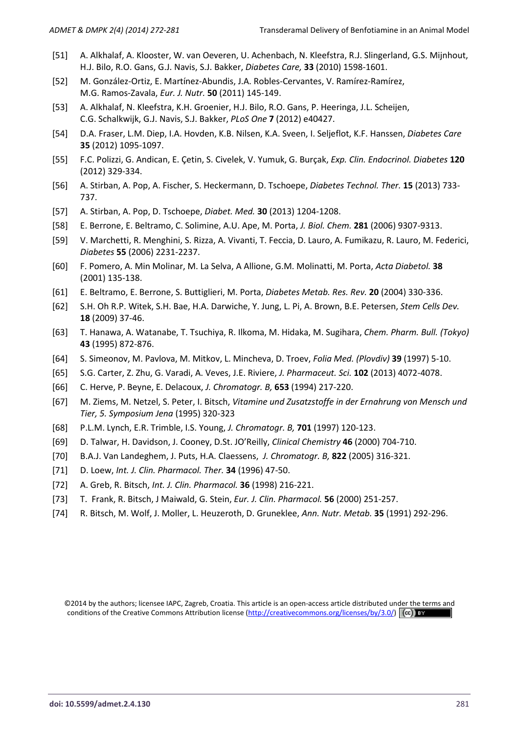[51] A. Alkhalaf, A. Klooster, W. van Oeveren, U. Achenbach, N. Kleefstra, R.J. Slingerland, G.S. Mijnhout, H.J. Bilo, R.O. Gans, G.J. Navis, S.J. Bakker, *Diabetes Care,* **33** (2010) 1598-1601.

[52] M. González-Ortiz, E. Martínez-Abundis, J.A. Robles-Cervantes, V. Ramírez-Ramírez, M.G. Ramos-Zavala, *Eur. J. Nutr.* **50** (2011) 145-149.

[53] A. Alkhalaf, N. Kleefstra, K.H. Groenier, H.J. Bilo, R.O. Gans, P. Heeringa, J.L. Scheijen, C.G. Schalkwijk, G.J. Navis, S.J. Bakker, *PLoS One* **7** (2012) e40427.

[54] D.A. Fraser, L.M. Diep, I.A. Hovden, K.B. Nilsen, K.A. Sveen, I. Seljeflot, K.F. Hanssen, *Diabetes Care* **35** (2012) 1095-1097.

[55] F.C. Polizzi, G. Andican, E. Çetin, S. Civelek, V. Yumuk, G. Burçak, *Exp. Clin. Endocrinol. Diabetes* **120** (2012) 329-334.

[56] A. Stirban, A. Pop, A. Fischer, S. Heckermann, D. Tschoepe, *Diabetes Technol. Ther.* **15** (2013) 733-737.

[57] A. Stirban, A. Pop, D. Tschoepe, *Diabet. Med.* **30** (2013) 1204-1208.

[58] E. Berrone, E. Beltramo, C. Solimine, A.U. Ape, M. Porta, *J. Biol. Chem.* **281** (2006) 9307-9313.

[59] V. Marchetti, R. Menghini, S. Rizza, A. Vivanti, T. Feccia, D. Lauro, A. Fumikazu, R. Lauro, M. Federici, *Diabetes* **55** (2006) 2231-2237.

[60] F. Pomero, A. Min Molinar, M. La Selva, A Allione, G.M. Molinatti, M. Porta, *Acta Diabetol.* **38** (2001) 135-138.

[61] E. Beltramo, E. Berrone, S. Buttiglieri, M. Porta, *Diabetes Metab. Res. Rev.* **20** (2004) 330-336.

[62] S.H. Oh R.P. Witek, S.H. Bae, H.A. Darwiche, Y. Jung, L. Pi, A. Brown, B.E. Petersen, *Stem Cells Dev.* **18** (2009) 37-46.

[63] T. Hanawa, A. Watanabe, T. Tsuchiya, R. Ilkoma, M. Hidaka, M. Sugihara, *Chem. Pharm. Bull. (Tokyo)* **43** (1995) 872-876.

[64] S. Simeonov, M. Pavlova, M. Mitkov, L. Mincheva, D. Troev, *Folia Med. (Plovdiv)* **39** (1997) 5-10.

[65] S.G. Carter, Z. Zhu, G. Varadi, A. Veves, J.E. Riviere, *J. Pharmaceut. Sci.* **102** (2013) 4072-4078.

[66] C. Herve, P. Beyne, E. Delacoux, *J. Chromatogr. B,* **653** (1994) 217-220.

[67] M. Ziems, M. Netzel, S. Peter, I. Bitsch, *Vitamine und Zusatzstoffe in der Ernahrung von Mensch und Tier, 5. Symposium Jena* (1995) 320-323

[68] P.L.M. Lynch, E.R. Trimble, I.S. Young, *J. Chromatogr. B,* **701** (1997) 120-123.

[69] D. Talwar, H. Davidson, J. Cooney, D.St. JO'Reilly, *Clinical Chemistry* **46** (2000) 704-710.

[70] B.A.J. Van Landeghem, J. Puts, H.A. Claessens, *J. Chromatogr. B,* **822** (2005) 316-321.

[71] D. Loew, *Int. J. Clin. Pharmacol. Ther.* **34** (1996) 47-50.

[72] A. Greb, R. Bitsch, *Int. J. Clin. Pharmacol.* **36** (1998) 216-221.

[73] T. Frank, R. Bitsch, J Maiwald, G. Stein, *Eur. J. Clin. Pharmacol.* **56** (2000) 251-257.

[74] R. Bitsch, M. Wolf, J. Moller, L. Heuzeroth, D. Gruneklee, *Ann. Nutr. Metab.* **35** (1991) 292-296.

©2014 by the authors; licensee IAPC, Zagreb, Croatia. This article is an open-access article distributed under the terms and conditions of the Creative Commons Attribution license (http://creativecommons.org/licenses/by/3.0/)